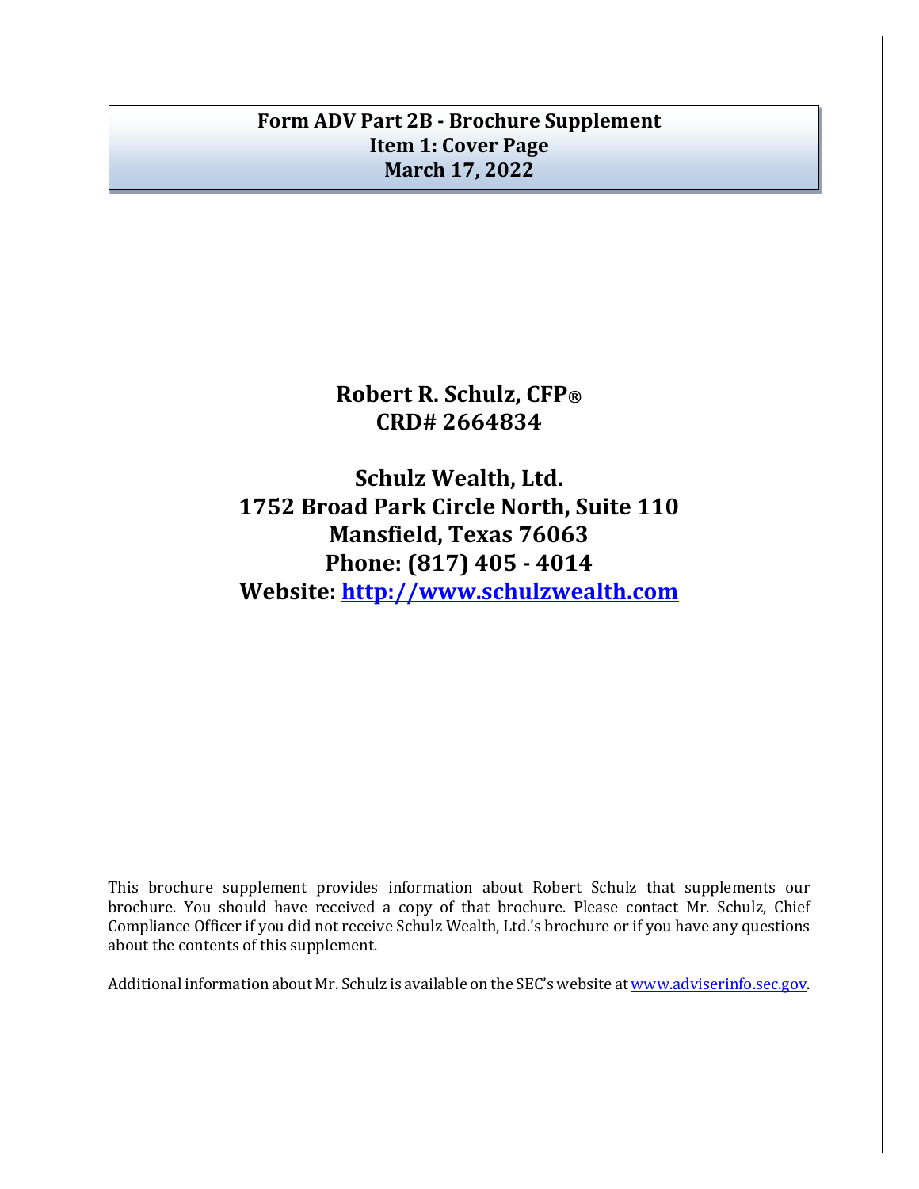# Form ADV Part 2B - Brochure Supplement
## Item 1: Cover Page
## March 17, 2022

**Robert R. Schulz, CFP®**
**CRD# 2664834**

**Schulz Wealth, Ltd.**
**1752 Broad Park Circle North, Suite 110**
**Mansfield, Texas 76063**
**Phone: (817) 405 - 4014**
**Website: [http://www.schulzwealth.com](http://www.schulzwealth.com)**

This brochure supplement provides information about Robert Schulz that supplements our brochure. You should have received a copy of that brochure. Please contact Mr. Schulz, Chief Compliance Officer if you did not receive Schulz Wealth, Ltd.'s brochure or if you have any questions about the contents of this supplement.

Additional information about Mr. Schulz is available on the SEC's website at [www.adviserinfo.sec.gov](http://www.adviserinfo.sec.gov).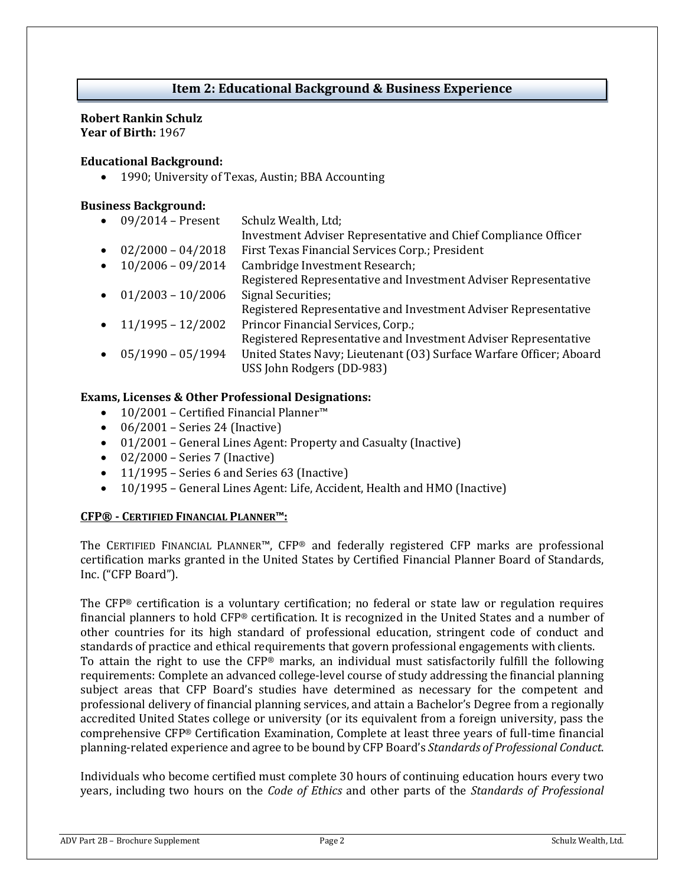## Item 2: Educational Background & Business Experience

**Robert Rankin Schulz**
**Year of Birth:** 1967

**Educational Background:**

- 1990; University of Texas, Austin; BBA Accounting

**Business Background:**

- 09/2014 – Present: Schulz Wealth, Ltd; Investment Adviser Representative and Chief Compliance Officer
- 02/2000 – 04/2018: First Texas Financial Services Corp.; President
- 10/2006 – 09/2014: Cambridge Investment Research; Registered Representative and Investment Adviser Representative
- 01/2003 – 10/2006: Signal Securities; Registered Representative and Investment Adviser Representative
- 11/1995 – 12/2002: Princor Financial Services, Corp.; Registered Representative and Investment Adviser Representative
- 05/1990 – 05/1994: United States Navy; Lieutenant (O3) Surface Warfare Officer; Aboard USS John Rodgers (DD-983)

**Exams, Licenses & Other Professional Designations:**

- 10/2001 – Certified Financial Planner™
- 06/2001 – Series 24 (Inactive)
- 01/2001 – General Lines Agent: Property and Casualty (Inactive)
- 02/2000 – Series 7 (Inactive)
- 11/1995 – Series 6 and Series 63 (Inactive)
- 10/1995 – General Lines Agent: Life, Accident, Health and HMO (Inactive)

**CFP® - CERTIFIED FINANCIAL PLANNER™:**

The CERTIFIED FINANCIAL PLANNER™, CFP® and federally registered CFP marks are professional certification marks granted in the United States by Certified Financial Planner Board of Standards, Inc. ("CFP Board").

The CFP® certification is a voluntary certification; no federal or state law or regulation requires financial planners to hold CFP® certification. It is recognized in the United States and a number of other countries for its high standard of professional education, stringent code of conduct and standards of practice and ethical requirements that govern professional engagements with clients.
To attain the right to use the CFP® marks, an individual must satisfactorily fulfill the following requirements: Complete an advanced college-level course of study addressing the financial planning subject areas that CFP Board's studies have determined as necessary for the competent and professional delivery of financial planning services, and attain a Bachelor's Degree from a regionally accredited United States college or university (or its equivalent from a foreign university, pass the comprehensive CFP® Certification Examination, Complete at least three years of full-time financial planning-related experience and agree to be bound by CFP Board's *Standards of Professional Conduct*.

Individuals who become certified must complete 30 hours of continuing education hours every two years, including two hours on the *Code of Ethics* and other parts of the *Standards of Professional*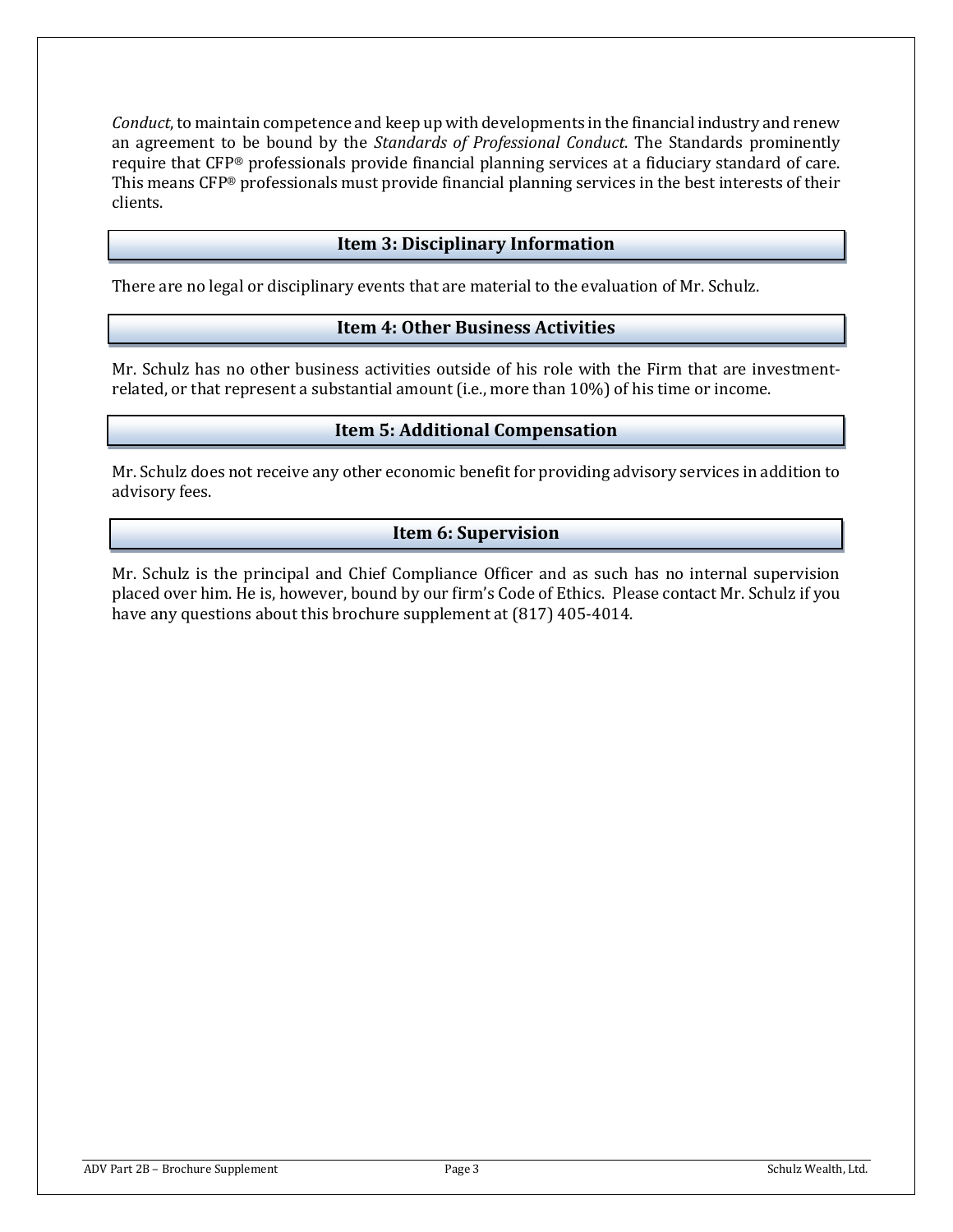*Conduct*, to maintain competence and keep up with developments in the financial industry and renew an agreement to be bound by the *Standards of Professional Conduct*. The Standards prominently require that CFP® professionals provide financial planning services at a fiduciary standard of care. This means CFP® professionals must provide financial planning services in the best interests of their clients.

## Item 3: Disciplinary Information

There are no legal or disciplinary events that are material to the evaluation of Mr. Schulz.

## Item 4: Other Business Activities

Mr. Schulz has no other business activities outside of his role with the Firm that are investment-related, or that represent a substantial amount (i.e., more than 10%) of his time or income.

## Item 5: Additional Compensation

Mr. Schulz does not receive any other economic benefit for providing advisory services in addition to advisory fees.

## Item 6: Supervision

Mr. Schulz is the principal and Chief Compliance Officer and as such has no internal supervision placed over him. He is, however, bound by our firm's Code of Ethics. Please contact Mr. Schulz if you have any questions about this brochure supplement at (817) 405-4014.